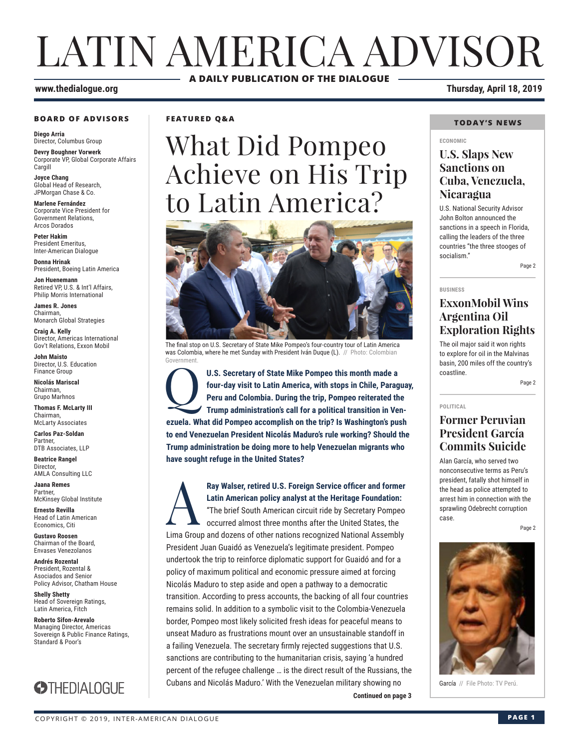# LATIN AMERICA ADVISOR

**A DAILY PUBLICATION OF THE DIALOGUE**

**www.thedialogue.org**

**Thursday, April 18, 2019**

### BOARD OF ADVISORS

**Diego Arria**
Director, Columbus Group

**Devry Boughner Vorwerk**
Corporate VP, Global Corporate Affairs
Cargill

**Joyce Chang**
Global Head of Research,
JPMorgan Chase & Co.

**Marlene Fernández**
Corporate Vice President for
Government Relations,
Arcos Dorados

**Peter Hakim**
President Emeritus,
Inter-American Dialogue

**Donna Hrinak**
President, Boeing Latin America

**Jon Huenemann**
Retired VP, U.S. & Int'l Affairs,
Philip Morris International

**James R. Jones**
Chairman,
Monarch Global Strategies

**Craig A. Kelly**
Director, Americas International
Gov't Relations, Exxon Mobil

**John Maisto**
Director, U.S. Education
Finance Group

**Nicolás Mariscal**
Chairman,
Grupo Marhnos

**Thomas F. McLarty III**
Chairman,
McLarty Associates

**Carlos Paz-Soldan**
Partner,
DTB Associates, LLP

**Beatrice Rangel**
Director,
AMLA Consulting LLC

**Jaana Remes**
Partner,
McKinsey Global Institute

**Ernesto Revilla**
Head of Latin American
Economics, Citi

**Gustavo Roosen**
Chairman of the Board,
Envases Venezolanos

**Andrés Rozental**
President, Rozental &
Asociados and Senior
Policy Advisor, Chatham House

**Shelly Shetty**
Head of Sovereign Ratings,
Latin America, Fitch

**Roberto Sifon-Arevalo**
Managing Director, Americas
Sovereign & Public Finance Ratings,
Standard & Poor's

THEDIALOGUE

### FEATURED Q&A

## What Did Pompeo Achieve on His Trip to Latin America?

The final stop on U.S. Secretary of State Mike Pompeo's four-country tour of Latin America was Colombia, where he met Sunday with President Iván Duque (L). // Photo: Colombian Government.

**Q: U.S. Secretary of State Mike Pompeo this month made a four-day visit to Latin America, with stops in Chile, Paraguay, Peru and Colombia. During the trip, Pompeo reiterated the Trump administration's call for a political transition in Venezuela. What did Pompeo accomplish on the trip? Is Washington's push to end Venezuelan President Nicolás Maduro's rule working? Should the Trump administration be doing more to help Venezuelan migrants who have sought refuge in the United States?**

**A: Ray Walser, retired U.S. Foreign Service officer and former Latin American policy analyst at the Heritage Foundation:** "The brief South American circuit ride by Secretary Pompeo occurred almost three months after the United States, the Lima Group and dozens of other nations recognized National Assembly President Juan Guaidó as Venezuela's legitimate president. Pompeo undertook the trip to reinforce diplomatic support for Guaidó and for a policy of maximum political and economic pressure aimed at forcing Nicolás Maduro to step aside and open a pathway to a democratic transition. According to press accounts, the backing of all four countries remains solid. In addition to a symbolic visit to the Colombia-Venezuela border, Pompeo most likely solicited fresh ideas for peaceful means to unseat Maduro as frustrations mount over an unsustainable standoff in a failing Venezuela. The secretary firmly rejected suggestions that U.S. sanctions are contributing to the humanitarian crisis, saying 'a hundred percent of the refugee challenge … is the direct result of the Russians, the Cubans and Nicolás Maduro.' With the Venezuelan military showing no

**Continued on page 3**

### TODAY'S NEWS

ECONOMIC

### U.S. Slaps New Sanctions on Cuba, Venezuela, Nicaragua

U.S. National Security Advisor John Bolton announced the sanctions in a speech in Florida, calling the leaders of the three countries "the three stooges of socialism."

Page 2

BUSINESS

### ExxonMobil Wins Argentina Oil Exploration Rights

The oil major said it won rights to explore for oil in the Malvinas basin, 200 miles off the country's coastline.

Page 2

POLITICAL

### Former Peruvian President García Commits Suicide

Alan García, who served two nonconsecutive terms as Peru's president, fatally shot himself in the head as police attempted to arrest him in connection with the sprawling Odebrecht corruption case.

Page 2

García // File Photo: TV Perú.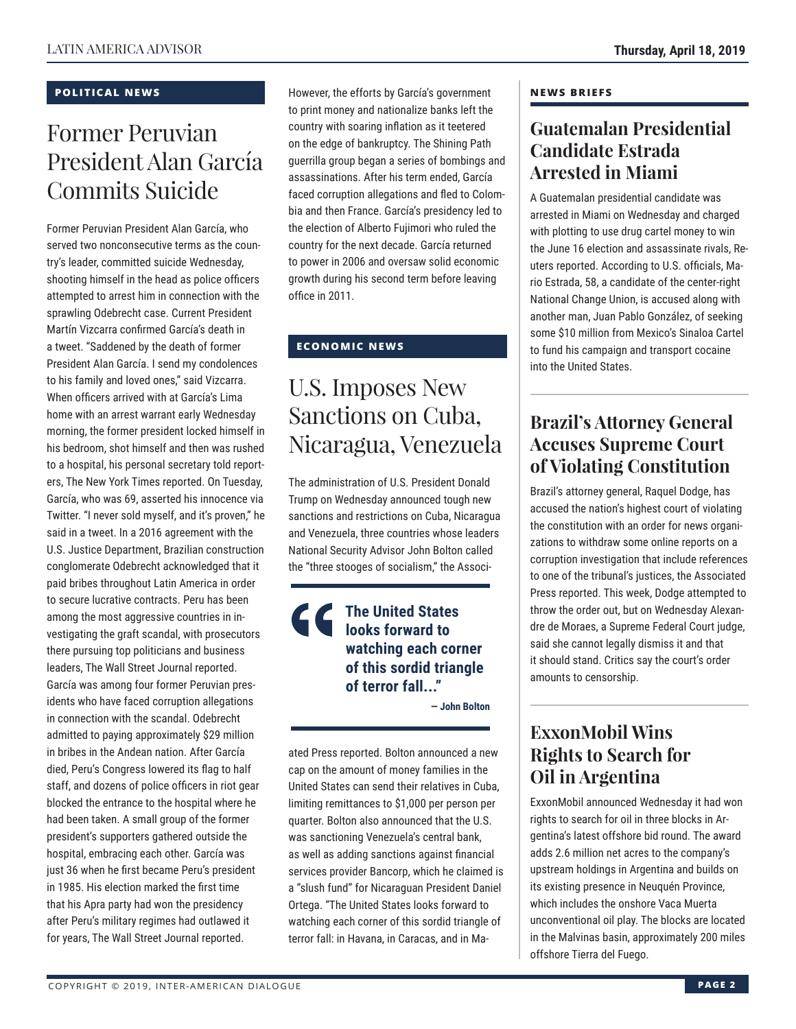## POLITICAL NEWS

# Former Peruvian President Alan García Commits Suicide

Former Peruvian President Alan García, who served two nonconsecutive terms as the country's leader, committed suicide Wednesday, shooting himself in the head as police officers attempted to arrest him in connection with the sprawling Odebrecht case. Current President Martín Vizcarra confirmed García's death in a tweet. "Saddened by the death of former President Alan García. I send my condolences to his family and loved ones," said Vizcarra. When officers arrived with at García's Lima home with an arrest warrant early Wednesday morning, the former president locked himself in his bedroom, shot himself and then was rushed to a hospital, his personal secretary told reporters, The New York Times reported. On Tuesday, García, who was 69, asserted his innocence via Twitter. "I never sold myself, and it's proven," he said in a tweet. In a 2016 agreement with the U.S. Justice Department, Brazilian construction conglomerate Odebrecht acknowledged that it paid bribes throughout Latin America in order to secure lucrative contracts. Peru has been among the most aggressive countries in investigating the graft scandal, with prosecutors there pursuing top politicians and business leaders, The Wall Street Journal reported. García was among four former Peruvian presidents who have faced corruption allegations in connection with the scandal. Odebrecht admitted to paying approximately $29 million in bribes in the Andean nation. After García died, Peru's Congress lowered its flag to half staff, and dozens of police officers in riot gear blocked the entrance to the hospital where he had been taken. A small group of the former president's supporters gathered outside the hospital, embracing each other. García was just 36 when he first became Peru's president in 1985. His election marked the first time that his Apra party had won the presidency after Peru's military regimes had outlawed it for years, The Wall Street Journal reported. However, the efforts by García's government to print money and nationalize banks left the country with soaring inflation as it teetered on the edge of bankruptcy. The Shining Path guerrilla group began a series of bombings and assassinations. After his term ended, García faced corruption allegations and fled to Colombia and then France. García's presidency led to the election of Alberto Fujimori who ruled the country for the next decade. García returned to power in 2006 and oversaw solid economic growth during his second term before leaving office in 2011.

## ECONOMIC NEWS

# U.S. Imposes New Sanctions on Cuba, Nicaragua, Venezuela

The administration of U.S. President Donald Trump on Wednesday announced tough new sanctions and restrictions on Cuba, Nicaragua and Venezuela, three countries whose leaders National Security Advisor John Bolton called the "three stooges of socialism," the Associated Press reported. Bolton announced a new cap on the amount of money families in the United States can send their relatives in Cuba, limiting remittances to $1,000 per person per quarter. Bolton also announced that the U.S. was sanctioning Venezuela's central bank, as well as adding sanctions against financial services provider Bancorp, which he claimed is a "slush fund" for Nicaraguan President Daniel Ortega. "The United States looks forward to watching each corner of this sordid triangle of terror fall: in Havana, in Caracas, and in Ma-

> **"The United States looks forward to watching each corner of this sordid triangle of terror fall..."**
>
> **— John Bolton**

## NEWS BRIEFS

### Guatemalan Presidential Candidate Estrada Arrested in Miami

A Guatemalan presidential candidate was arrested in Miami on Wednesday and charged with plotting to use drug cartel money to win the June 16 election and assassinate rivals, Reuters reported. According to U.S. officials, Mario Estrada, 58, a candidate of the center-right National Change Union, is accused along with another man, Juan Pablo González, of seeking some $10 million from Mexico's Sinaloa Cartel to fund his campaign and transport cocaine into the United States.

### Brazil's Attorney General Accuses Supreme Court of Violating Constitution

Brazil's attorney general, Raquel Dodge, has accused the nation's highest court of violating the constitution with an order for news organizations to withdraw some online reports on a corruption investigation that include references to one of the tribunal's justices, the Associated Press reported. This week, Dodge attempted to throw the order out, but on Wednesday Alexandre de Moraes, a Supreme Federal Court judge, said she cannot legally dismiss it and that it should stand. Critics say the court's order amounts to censorship.

### ExxonMobil Wins Rights to Search for Oil in Argentina

ExxonMobil announced Wednesday it had won rights to search for oil in three blocks in Argentina's latest offshore bid round. The award adds 2.6 million net acres to the company's upstream holdings in Argentina and builds on its existing presence in Neuquén Province, which includes the onshore Vaca Muerta unconventional oil play. The blocks are located in the Malvinas basin, approximately 200 miles offshore Tierra del Fuego.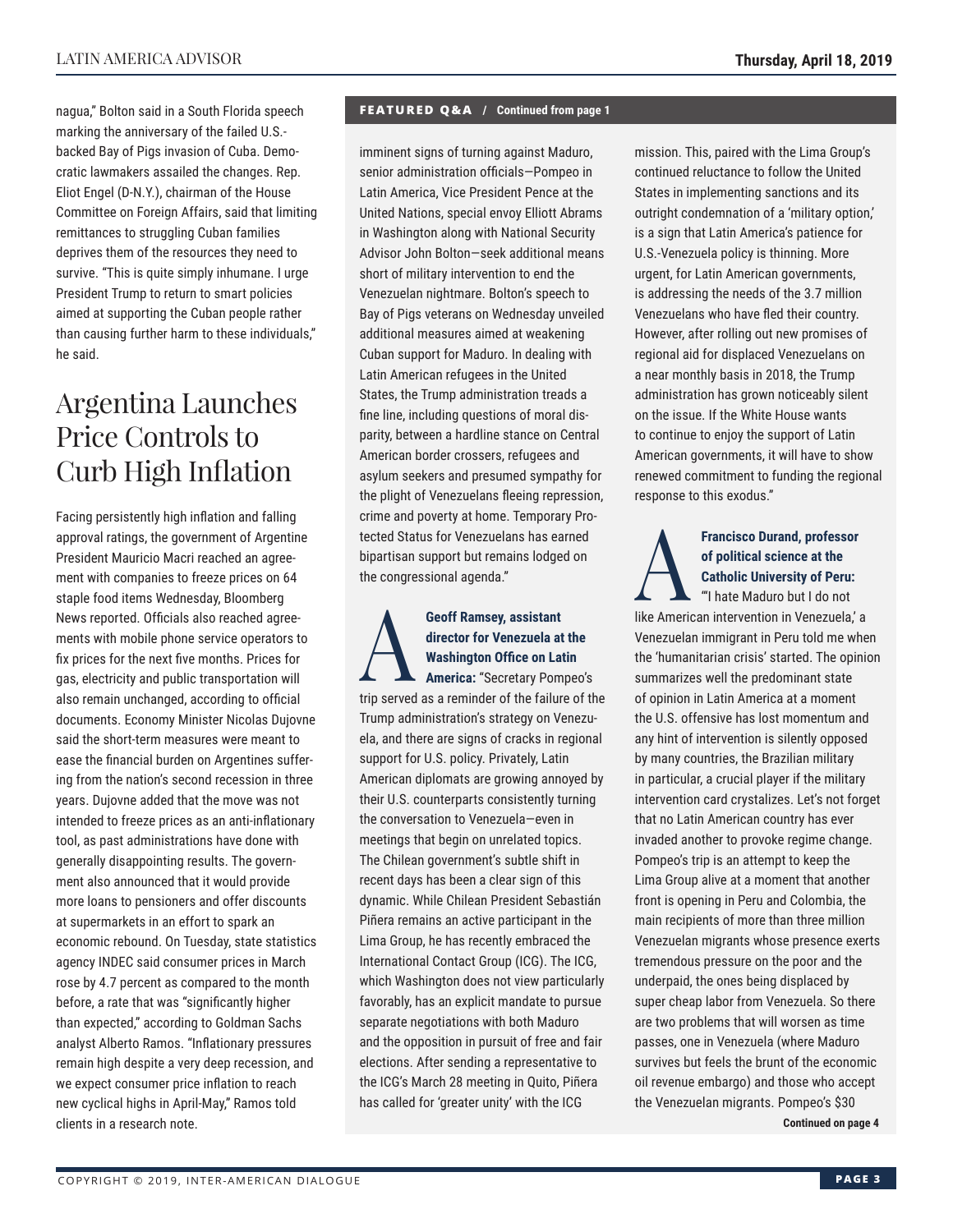nagua," Bolton said in a South Florida speech marking the anniversary of the failed U.S.-backed Bay of Pigs invasion of Cuba. Democratic lawmakers assailed the changes. Rep. Eliot Engel (D-N.Y.), chairman of the House Committee on Foreign Affairs, said that limiting remittances to struggling Cuban families deprives them of the resources they need to survive. "This is quite simply inhumane. I urge President Trump to return to smart policies aimed at supporting the Cuban people rather than causing further harm to these individuals," he said.

# Argentina Launches Price Controls to Curb High Inflation

Facing persistently high inflation and falling approval ratings, the government of Argentine President Mauricio Macri reached an agreement with companies to freeze prices on 64 staple food items Wednesday, Bloomberg News reported. Officials also reached agreements with mobile phone service operators to fix prices for the next five months. Prices for gas, electricity and public transportation will also remain unchanged, according to official documents. Economy Minister Nicolas Dujovne said the short-term measures were meant to ease the financial burden on Argentines suffering from the nation's second recession in three years. Dujovne added that the move was not intended to freeze prices as an anti-inflationary tool, as past administrations have done with generally disappointing results. The government also announced that it would provide more loans to pensioners and offer discounts at supermarkets in an effort to spark an economic rebound. On Tuesday, state statistics agency INDEC said consumer prices in March rose by 4.7 percent as compared to the month before, a rate that was "significantly higher than expected," according to Goldman Sachs analyst Alberto Ramos. "Inflationary pressures remain high despite a very deep recession, and we expect consumer price inflation to reach new cyclical highs in April-May," Ramos told clients in a research note.

**FEATURED Q&A / Continued from page 1**

imminent signs of turning against Maduro, senior administration officials—Pompeo in Latin America, Vice President Pence at the United Nations, special envoy Elliott Abrams in Washington along with National Security Advisor John Bolton—seek additional means short of military intervention to end the Venezuelan nightmare. Bolton's speech to Bay of Pigs veterans on Wednesday unveiled additional measures aimed at weakening Cuban support for Maduro. In dealing with Latin American refugees in the United States, the Trump administration treads a fine line, including questions of moral disparity, between a hardline stance on Central American border crossers, refugees and asylum seekers and presumed sympathy for the plight of Venezuelans fleeing repression, crime and poverty at home. Temporary Protected Status for Venezuelans has earned bipartisan support but remains lodged on the congressional agenda."

**A** **Geoff Ramsey, assistant director for Venezuela at the Washington Office on Latin America:** "Secretary Pompeo's trip served as a reminder of the failure of the Trump administration's strategy on Venezuela, and there are signs of cracks in regional support for U.S. policy. Privately, Latin American diplomats are growing annoyed by their U.S. counterparts consistently turning the conversation to Venezuela—even in meetings that begin on unrelated topics. The Chilean government's subtle shift in recent days has been a clear sign of this dynamic. While Chilean President Sebastián Piñera remains an active participant in the Lima Group, he has recently embraced the International Contact Group (ICG). The ICG, which Washington does not view particularly favorably, has an explicit mandate to pursue separate negotiations with both Maduro and the opposition in pursuit of free and fair elections. After sending a representative to the ICG's March 28 meeting in Quito, Piñera has called for 'greater unity' with the ICG mission. This, paired with the Lima Group's continued reluctance to follow the United States in implementing sanctions and its outright condemnation of a 'military option,' is a sign that Latin America's patience for U.S.-Venezuela policy is thinning. More urgent, for Latin American governments, is addressing the needs of the 3.7 million Venezuelans who have fled their country. However, after rolling out new promises of regional aid for displaced Venezuelans on a near monthly basis in 2018, the Trump administration has grown noticeably silent on the issue. If the White House wants to continue to enjoy the support of Latin American governments, it will have to show renewed commitment to funding the regional response to this exodus."

**A** **Francisco Durand, professor of political science at the Catholic University of Peru:** "'I hate Maduro but I do not like American intervention in Venezuela,' a Venezuelan immigrant in Peru told me when the 'humanitarian crisis' started. The opinion summarizes well the predominant state of opinion in Latin America at a moment the U.S. offensive has lost momentum and any hint of intervention is silently opposed by many countries, the Brazilian military in particular, a crucial player if the military intervention card crystalizes. Let's not forget that no Latin American country has ever invaded another to provoke regime change. Pompeo's trip is an attempt to keep the Lima Group alive at a moment that another front is opening in Peru and Colombia, the main recipients of more than three million Venezuelan migrants whose presence exerts tremendous pressure on the poor and the underpaid, the ones being displaced by super cheap labor from Venezuela. So there are two problems that will worsen as time passes, one in Venezuela (where Maduro survives but feels the brunt of the economic oil revenue embargo) and those who accept the Venezuelan migrants. Pompeo's $30

**Continued on page 4**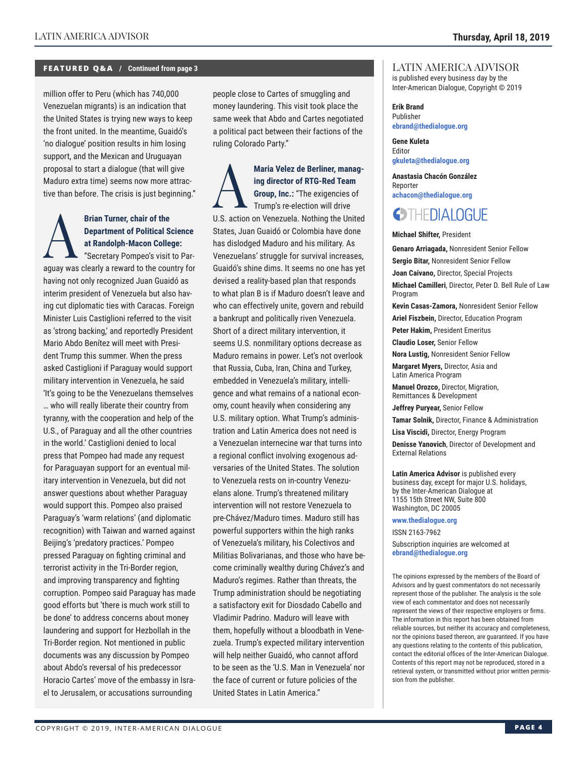**FEATURED Q&A / Continued from page 3**

million offer to Peru (which has 740,000 Venezuelan migrants) is an indication that the United States is trying new ways to keep the front united. In the meantime, Guaidó's 'no dialogue' position results in him losing support, and the Mexican and Uruguayan proposal to start a dialogue (that will give Maduro extra time) seems now more attractive than before. The crisis is just beginning."

A **Brian Turner, chair of the Department of Political Science at Randolph-Macon College:** "Secretary Pompeo's visit to Paraguay was clearly a reward to the country for having not only recognized Juan Guaidó as interim president of Venezuela but also having cut diplomatic ties with Caracas. Foreign Minister Luis Castiglioni referred to the visit as 'strong backing,' and reportedly President Mario Abdo Benítez will meet with President Trump this summer. When the press asked Castiglioni if Paraguay would support military intervention in Venezuela, he said 'It's going to be the Venezuelans themselves … who will really liberate their country from tyranny, with the cooperation and help of the U.S., of Paraguay and all the other countries in the world.' Castiglioni denied to local press that Pompeo had made any request for Paraguayan support for an eventual military intervention in Venezuela, but did not answer questions about whether Paraguay would support this. Pompeo also praised Paraguay's 'warm relations' (and diplomatic recognition) with Taiwan and warned against Beijing's 'predatory practices.' Pompeo pressed Paraguay on fighting criminal and terrorist activity in the Tri-Border region, and improving transparency and fighting corruption. Pompeo said Paraguay has made good efforts but 'there is much work still to be done' to address concerns about money laundering and support for Hezbollah in the Tri-Border region. Not mentioned in public documents was any discussion by Pompeo about Abdo's reversal of his predecessor Horacio Cartes' move of the embassy in Israel to Jerusalem, or accusations surrounding people close to Cartes of smuggling and money laundering. This visit took place the same week that Abdo and Cartes negotiated a political pact between their factions of the ruling Colorado Party."

A **Maria Velez de Berliner, managing director of RTG-Red Team Group, Inc.:** "The exigencies of Trump's re-election will drive U.S. action on Venezuela. Nothing the United States, Juan Guaidó or Colombia have done has dislodged Maduro and his military. As Venezuelans' struggle for survival increases, Guaidó's shine dims. It seems no one has yet devised a reality-based plan that responds to what plan B is if Maduro doesn't leave and who can effectively unite, govern and rebuild a bankrupt and politically riven Venezuela. Short of a direct military intervention, it seems U.S. nonmilitary options decrease as Maduro remains in power. Let's not overlook that Russia, Cuba, Iran, China and Turkey, embedded in Venezuela's military, intelligence and what remains of a national economy, count heavily when considering any U.S. military option. What Trump's administration and Latin America does not need is a Venezuelan internecine war that turns into a regional conflict involving exogenous adversaries of the United States. The solution to Venezuela rests on in-country Venezuelans alone. Trump's threatened military intervention will not restore Venezuela to pre-Chávez/Maduro times. Maduro still has powerful supporters within the high ranks of Venezuela's military, his Colectivos and Militias Bolivarianas, and those who have become criminally wealthy during Chávez's and Maduro's regimes. Rather than threats, the Trump administration should be negotiating a satisfactory exit for Diosdado Cabello and Vladimir Padrino. Maduro will leave with them, hopefully without a bloodbath in Venezuela. Trump's expected military intervention will help neither Guaidó, who cannot afford to be seen as the 'U.S. Man in Venezuela' nor the face of current or future policies of the United States in Latin America."

LATIN AMERICA ADVISOR is published every business day by the Inter-American Dialogue, Copyright © 2019

**Erik Brand**
Publisher
**ebrand@thedialogue.org**

**Gene Kuleta**
Editor
**gkuleta@thedialogue.org**

**Anastasia Chacón González**
Reporter
**achacon@thedialogue.org**

THEDIALOGUE

**Michael Shifter,** President
**Genaro Arriagada,** Nonresident Senior Fellow
**Sergio Bitar,** Nonresident Senior Fellow
**Joan Caivano,** Director, Special Projects
**Michael Camilleri**, Director, Peter D. Bell Rule of Law Program
**Kevin Casas-Zamora,** Nonresident Senior Fellow
**Ariel Fiszbein,** Director, Education Program
**Peter Hakim,** President Emeritus
**Claudio Loser,** Senior Fellow
**Nora Lustig,** Nonresident Senior Fellow
**Margaret Myers,** Director, Asia and Latin America Program
**Manuel Orozco,** Director, Migration, Remittances & Development
**Jeffrey Puryear,** Senior Fellow
**Tamar Solnik,** Director, Finance & Administration
**Lisa Viscidi,** Director, Energy Program
**Denisse Yanovich**, Director of Development and External Relations

**Latin America Advisor** is published every business day, except for major U.S. holidays, by the Inter-American Dialogue at 1155 15th Street NW, Suite 800 Washington, DC 20005

**www.thedialogue.org**

ISSN 2163-7962

Subscription inquiries are welcomed at **ebrand@thedialogue.org**

The opinions expressed by the members of the Board of Advisors and by guest commentators do not necessarily represent those of the publisher. The analysis is the sole view of each commentator and does not necessarily represent the views of their respective employers or firms. The information in this report has been obtained from reliable sources, but neither its accuracy and completeness, nor the opinions based thereon, are guaranteed. If you have any questions relating to the contents of this publication, contact the editorial offices of the Inter-American Dialogue. Contents of this report may not be reproduced, stored in a retrieval system, or transmitted without prior written permission from the publisher.